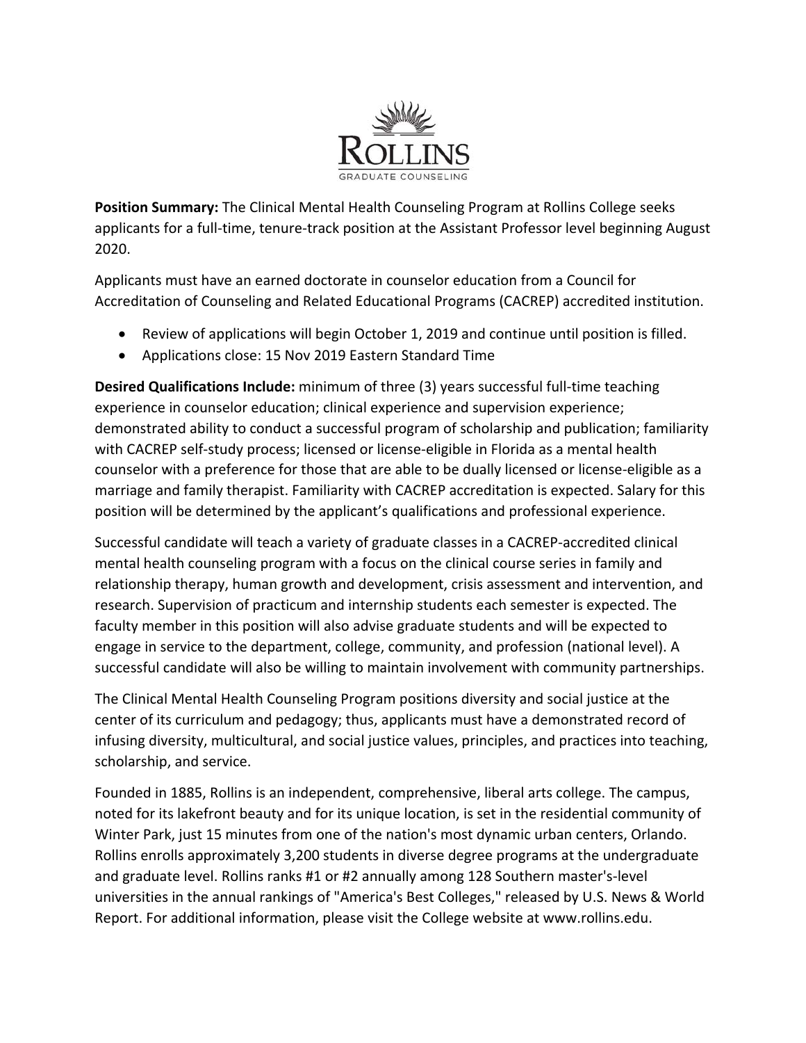ROLLINS
GRADUATE COUNSELING

**Position Summary:** The Clinical Mental Health Counseling Program at Rollins College seeks applicants for a full-time, tenure-track position at the Assistant Professor level beginning August 2020.

Applicants must have an earned doctorate in counselor education from a Council for Accreditation of Counseling and Related Educational Programs (CACREP) accredited institution.

- Review of applications will begin October 1, 2019 and continue until position is filled.
- Applications close: 15 Nov 2019 Eastern Standard Time

**Desired Qualifications Include:** minimum of three (3) years successful full-time teaching experience in counselor education; clinical experience and supervision experience; demonstrated ability to conduct a successful program of scholarship and publication; familiarity with CACREP self-study process; licensed or license-eligible in Florida as a mental health counselor with a preference for those that are able to be dually licensed or license-eligible as a marriage and family therapist. Familiarity with CACREP accreditation is expected. Salary for this position will be determined by the applicant's qualifications and professional experience.

Successful candidate will teach a variety of graduate classes in a CACREP-accredited clinical mental health counseling program with a focus on the clinical course series in family and relationship therapy, human growth and development, crisis assessment and intervention, and research. Supervision of practicum and internship students each semester is expected. The faculty member in this position will also advise graduate students and will be expected to engage in service to the department, college, community, and profession (national level). A successful candidate will also be willing to maintain involvement with community partnerships.

The Clinical Mental Health Counseling Program positions diversity and social justice at the center of its curriculum and pedagogy; thus, applicants must have a demonstrated record of infusing diversity, multicultural, and social justice values, principles, and practices into teaching, scholarship, and service.

Founded in 1885, Rollins is an independent, comprehensive, liberal arts college. The campus, noted for its lakefront beauty and for its unique location, is set in the residential community of Winter Park, just 15 minutes from one of the nation's most dynamic urban centers, Orlando. Rollins enrolls approximately 3,200 students in diverse degree programs at the undergraduate and graduate level. Rollins ranks #1 or #2 annually among 128 Southern master's-level universities in the annual rankings of "America's Best Colleges," released by U.S. News & World Report. For additional information, please visit the College website at www.rollins.edu.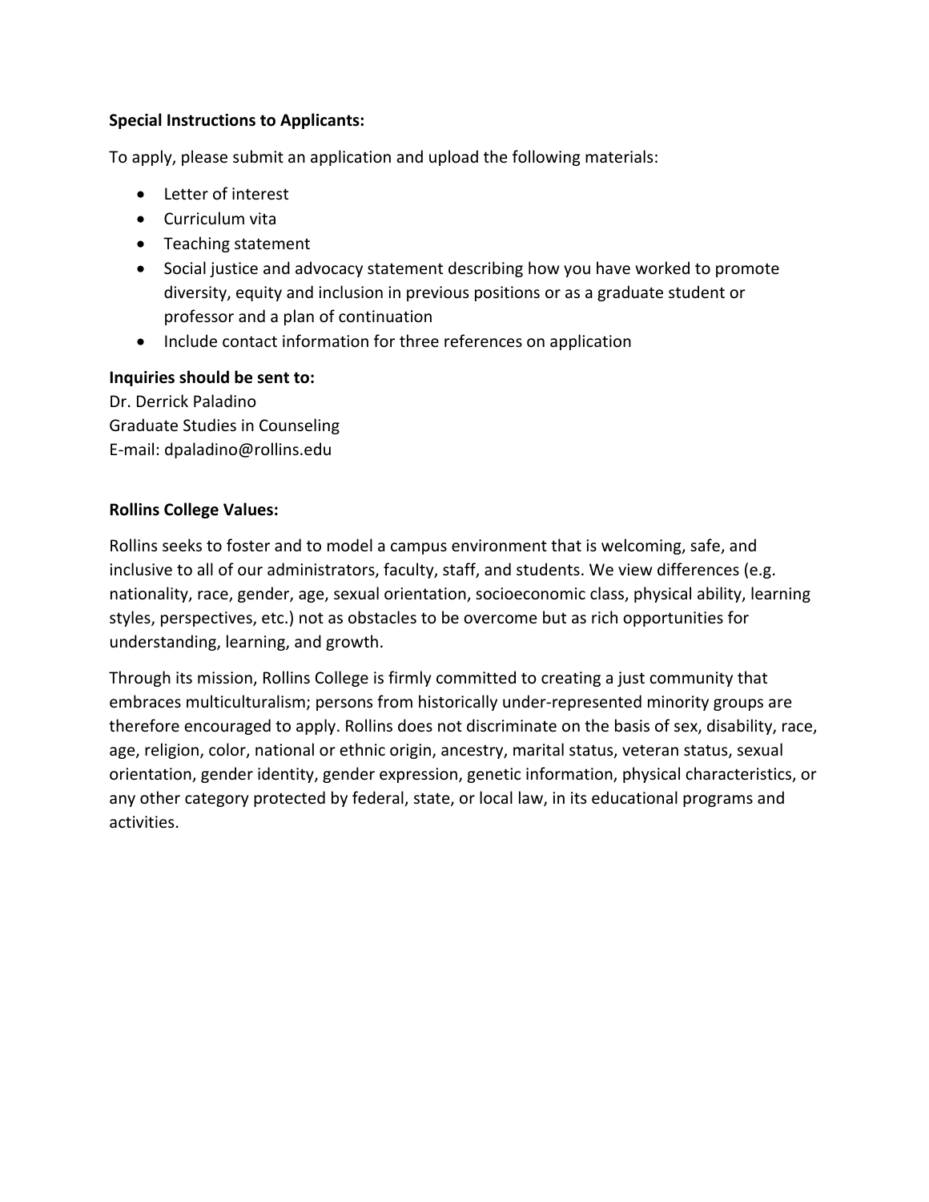**Special Instructions to Applicants:**

To apply, please submit an application and upload the following materials:

- Letter of interest
- Curriculum vita
- Teaching statement
- Social justice and advocacy statement describing how you have worked to promote diversity, equity and inclusion in previous positions or as a graduate student or professor and a plan of continuation
- Include contact information for three references on application

**Inquiries should be sent to:**
Dr. Derrick Paladino
Graduate Studies in Counseling
E-mail: dpaladino@rollins.edu

**Rollins College Values:**

Rollins seeks to foster and to model a campus environment that is welcoming, safe, and inclusive to all of our administrators, faculty, staff, and students. We view differences (e.g. nationality, race, gender, age, sexual orientation, socioeconomic class, physical ability, learning styles, perspectives, etc.) not as obstacles to be overcome but as rich opportunities for understanding, learning, and growth.

Through its mission, Rollins College is firmly committed to creating a just community that embraces multiculturalism; persons from historically under-represented minority groups are therefore encouraged to apply. Rollins does not discriminate on the basis of sex, disability, race, age, religion, color, national or ethnic origin, ancestry, marital status, veteran status, sexual orientation, gender identity, gender expression, genetic information, physical characteristics, or any other category protected by federal, state, or local law, in its educational programs and activities.